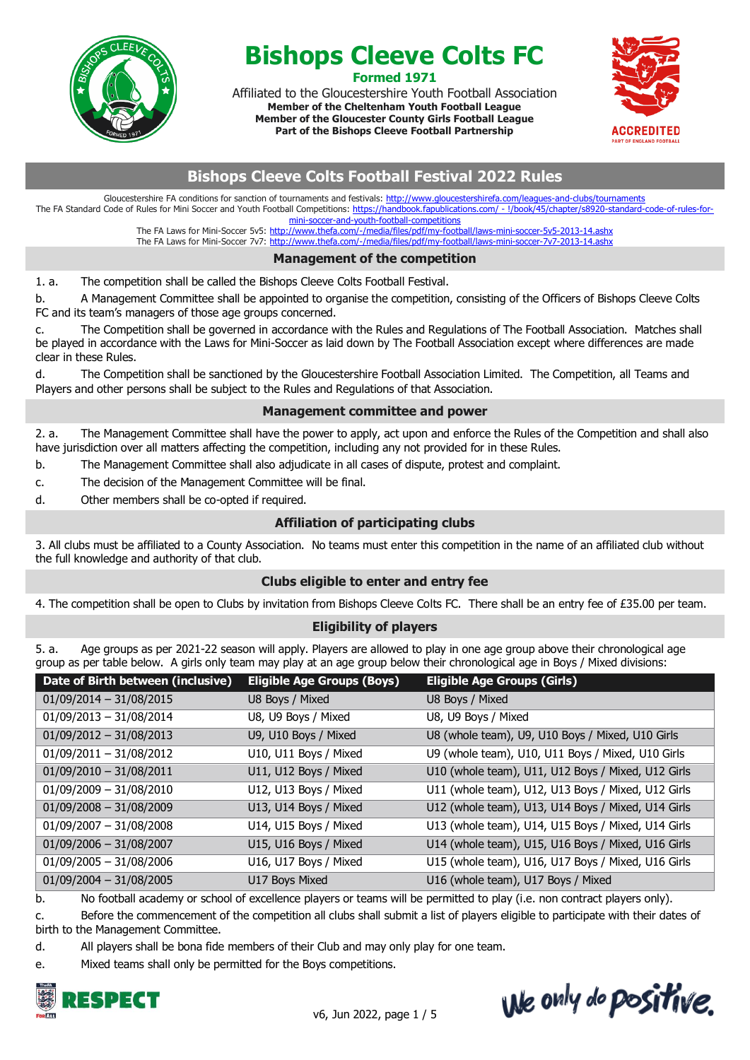# Bishops Cleeve Colts FC

**Formed 1971**

Affiliated to the Gloucestershire Youth Football Association
**Member of the Cheltenham Youth Football League**
**Member of the Gloucester County Girls Football League**
**Part of the Bishops Cleeve Football Partnership**

## Bishops Cleeve Colts Football Festival 2022 Rules

Gloucestershire FA conditions for sanction of tournaments and festivals: http://www.gloucestershirefa.com/leagues-and-clubs/tournaments
The FA Standard Code of Rules for Mini Soccer and Youth Football Competitions: https://handbook.fapublications.com/ - !/book/45/chapter/s8920-standard-code-of-rules-for-mini-soccer-and-youth-football-competitions
The FA Laws for Mini-Soccer 5v5: http://www.thefa.com/-/media/files/pdf/my-football/laws-mini-soccer-5v5-2013-14.ashx
The FA Laws for Mini-Soccer 7v7: http://www.thefa.com/-/media/files/pdf/my-football/laws-mini-soccer-7v7-2013-14.ashx

### Management of the competition

1. a. The competition shall be called the Bishops Cleeve Colts Football Festival.

b. A Management Committee shall be appointed to organise the competition, consisting of the Officers of Bishops Cleeve Colts FC and its team's managers of those age groups concerned.

c. The Competition shall be governed in accordance with the Rules and Regulations of The Football Association. Matches shall be played in accordance with the Laws for Mini-Soccer as laid down by The Football Association except where differences are made clear in these Rules.

d. The Competition shall be sanctioned by the Gloucestershire Football Association Limited. The Competition, all Teams and Players and other persons shall be subject to the Rules and Regulations of that Association.

### Management committee and power

2. a. The Management Committee shall have the power to apply, act upon and enforce the Rules of the Competition and shall also have jurisdiction over all matters affecting the competition, including any not provided for in these Rules.

b. The Management Committee shall also adjudicate in all cases of dispute, protest and complaint.

c. The decision of the Management Committee will be final.

d. Other members shall be co-opted if required.

### Affiliation of participating clubs

3. All clubs must be affiliated to a County Association. No teams must enter this competition in the name of an affiliated club without the full knowledge and authority of that club.

### Clubs eligible to enter and entry fee

4. The competition shall be open to Clubs by invitation from Bishops Cleeve Colts FC. There shall be an entry fee of £35.00 per team.

### Eligibility of players

5. a. Age groups as per 2021-22 season will apply. Players are allowed to play in one age group above their chronological age group as per table below. A girls only team may play at an age group below their chronological age in Boys / Mixed divisions:

| Date of Birth between (inclusive) | Eligible Age Groups (Boys) | Eligible Age Groups (Girls) |
|---|---|---|
| 01/09/2014 – 31/08/2015 | U8 Boys / Mixed | U8 Boys / Mixed |
| 01/09/2013 – 31/08/2014 | U8, U9 Boys / Mixed | U8, U9 Boys / Mixed |
| 01/09/2012 – 31/08/2013 | U9, U10 Boys / Mixed | U8 (whole team), U9, U10 Boys / Mixed, U10 Girls |
| 01/09/2011 – 31/08/2012 | U10, U11 Boys / Mixed | U9 (whole team), U10, U11 Boys / Mixed, U10 Girls |
| 01/09/2010 – 31/08/2011 | U11, U12 Boys / Mixed | U10 (whole team), U11, U12 Boys / Mixed, U12 Girls |
| 01/09/2009 – 31/08/2010 | U12, U13 Boys / Mixed | U11 (whole team), U12, U13 Boys / Mixed, U12 Girls |
| 01/09/2008 – 31/08/2009 | U13, U14 Boys / Mixed | U12 (whole team), U13, U14 Boys / Mixed, U14 Girls |
| 01/09/2007 – 31/08/2008 | U14, U15 Boys / Mixed | U13 (whole team), U14, U15 Boys / Mixed, U14 Girls |
| 01/09/2006 – 31/08/2007 | U15, U16 Boys / Mixed | U14 (whole team), U15, U16 Boys / Mixed, U16 Girls |
| 01/09/2005 – 31/08/2006 | U16, U17 Boys / Mixed | U15 (whole team), U16, U17 Boys / Mixed, U16 Girls |
| 01/09/2004 – 31/08/2005 | U17 Boys Mixed | U16 (whole team), U17 Boys / Mixed |

b. No football academy or school of excellence players or teams will be permitted to play (i.e. non contract players only).

c. Before the commencement of the competition all clubs shall submit a list of players eligible to participate with their dates of birth to the Management Committee.

d. All players shall be bona fide members of their Club and may only play for one team.

e. Mixed teams shall only be permitted for the Boys competitions.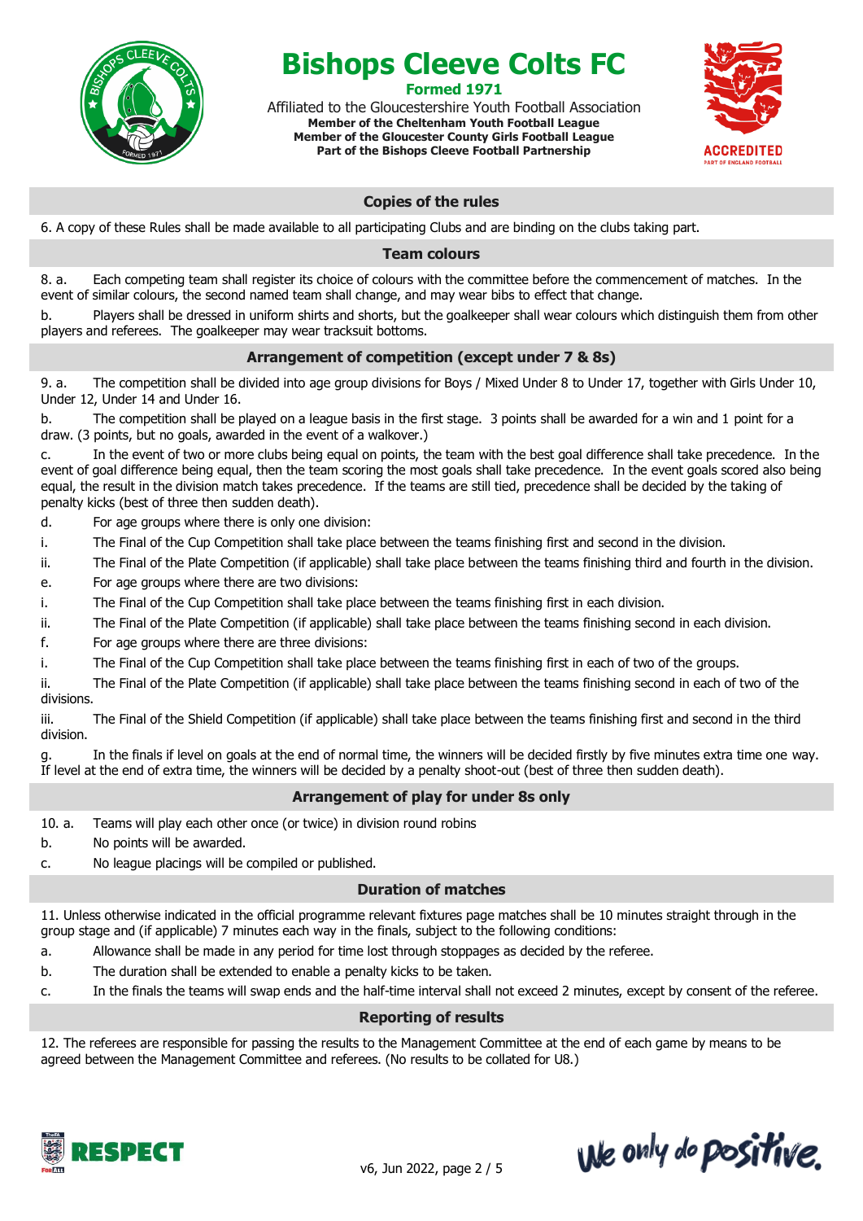# Bishops Cleeve Colts FC

**Formed 1971**

Affiliated to the Gloucestershire Youth Football Association
**Member of the Cheltenham Youth Football League**
**Member of the Gloucester County Girls Football League**
**Part of the Bishops Cleeve Football Partnership**

## Copies of the rules

6. A copy of these Rules shall be made available to all participating Clubs and are binding on the clubs taking part.

## Team colours

8. a. Each competing team shall register its choice of colours with the committee before the commencement of matches. In the event of similar colours, the second named team shall change, and may wear bibs to effect that change.

b. Players shall be dressed in uniform shirts and shorts, but the goalkeeper shall wear colours which distinguish them from other players and referees. The goalkeeper may wear tracksuit bottoms.

## Arrangement of competition (except under 7 & 8s)

9. a. The competition shall be divided into age group divisions for Boys / Mixed Under 8 to Under 17, together with Girls Under 10, Under 12, Under 14 and Under 16.

b. The competition shall be played on a league basis in the first stage. 3 points shall be awarded for a win and 1 point for a draw. (3 points, but no goals, awarded in the event of a walkover.)

c. In the event of two or more clubs being equal on points, the team with the best goal difference shall take precedence. In the event of goal difference being equal, then the team scoring the most goals shall take precedence. In the event goals scored also being equal, the result in the division match takes precedence. If the teams are still tied, precedence shall be decided by the taking of penalty kicks (best of three then sudden death).

d. For age groups where there is only one division:

i. The Final of the Cup Competition shall take place between the teams finishing first and second in the division.

ii. The Final of the Plate Competition (if applicable) shall take place between the teams finishing third and fourth in the division.

e. For age groups where there are two divisions:

i. The Final of the Cup Competition shall take place between the teams finishing first in each division.

ii. The Final of the Plate Competition (if applicable) shall take place between the teams finishing second in each division.

f. For age groups where there are three divisions:

i. The Final of the Cup Competition shall take place between the teams finishing first in each of two of the groups.

ii. The Final of the Plate Competition (if applicable) shall take place between the teams finishing second in each of two of the divisions.

iii. The Final of the Shield Competition (if applicable) shall take place between the teams finishing first and second in the third division.

g. In the finals if level on goals at the end of normal time, the winners will be decided firstly by five minutes extra time one way. If level at the end of extra time, the winners will be decided by a penalty shoot-out (best of three then sudden death).

## Arrangement of play for under 8s only

10. a. Teams will play each other once (or twice) in division round robins

b. No points will be awarded.

c. No league placings will be compiled or published.

## Duration of matches

11. Unless otherwise indicated in the official programme relevant fixtures page matches shall be 10 minutes straight through in the group stage and (if applicable) 7 minutes each way in the finals, subject to the following conditions:

a. Allowance shall be made in any period for time lost through stoppages as decided by the referee.

b. The duration shall be extended to enable a penalty kicks to be taken.

c. In the finals the teams will swap ends and the half-time interval shall not exceed 2 minutes, except by consent of the referee.

## Reporting of results

12. The referees are responsible for passing the results to the Management Committee at the end of each game by means to be agreed between the Management Committee and referees. (No results to be collated for U8.)

v6, Jun 2022

We only do positive.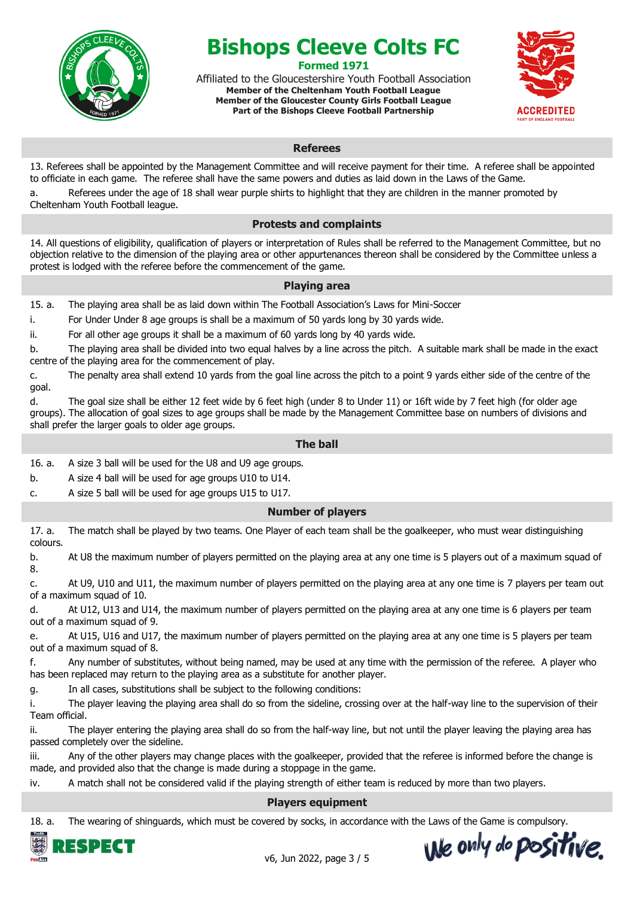# Bishops Cleeve Colts FC

**Formed 1971**

Affiliated to the Gloucestershire Youth Football Association
**Member of the Cheltenham Youth Football League**
**Member of the Gloucester County Girls Football League**
**Part of the Bishops Cleeve Football Partnership**

## Referees

13. Referees shall be appointed by the Management Committee and will receive payment for their time. A referee shall be appointed to officiate in each game. The referee shall have the same powers and duties as laid down in the Laws of the Game.

a. Referees under the age of 18 shall wear purple shirts to highlight that they are children in the manner promoted by Cheltenham Youth Football league.

## Protests and complaints

14. All questions of eligibility, qualification of players or interpretation of Rules shall be referred to the Management Committee, but no objection relative to the dimension of the playing area or other appurtenances thereon shall be considered by the Committee unless a protest is lodged with the referee before the commencement of the game.

## Playing area

15. a. The playing area shall be as laid down within The Football Association's Laws for Mini-Soccer

i. For Under Under 8 age groups is shall be a maximum of 50 yards long by 30 yards wide.

ii. For all other age groups it shall be a maximum of 60 yards long by 40 yards wide.

b. The playing area shall be divided into two equal halves by a line across the pitch. A suitable mark shall be made in the exact centre of the playing area for the commencement of play.

c. The penalty area shall extend 10 yards from the goal line across the pitch to a point 9 yards either side of the centre of the goal.

d. The goal size shall be either 12 feet wide by 6 feet high (under 8 to Under 11) or 16ft wide by 7 feet high (for older age groups). The allocation of goal sizes to age groups shall be made by the Management Committee base on numbers of divisions and shall prefer the larger goals to older age groups.

## The ball

16. a. A size 3 ball will be used for the U8 and U9 age groups.

b. A size 4 ball will be used for age groups U10 to U14.

c. A size 5 ball will be used for age groups U15 to U17.

## Number of players

17. a. The match shall be played by two teams. One Player of each team shall be the goalkeeper, who must wear distinguishing colours.

b. At U8 the maximum number of players permitted on the playing area at any one time is 5 players out of a maximum squad of 8.

c. At U9, U10 and U11, the maximum number of players permitted on the playing area at any one time is 7 players per team out of a maximum squad of 10.

d. At U12, U13 and U14, the maximum number of players permitted on the playing area at any one time is 6 players per team out of a maximum squad of 9.

e. At U15, U16 and U17, the maximum number of players permitted on the playing area at any one time is 5 players per team out of a maximum squad of 8.

f. Any number of substitutes, without being named, may be used at any time with the permission of the referee. A player who has been replaced may return to the playing area as a substitute for another player.

g. In all cases, substitutions shall be subject to the following conditions:

i. The player leaving the playing area shall do so from the sideline, crossing over at the half-way line to the supervision of their Team official.

ii. The player entering the playing area shall do so from the half-way line, but not until the player leaving the playing area has passed completely over the sideline.

iii. Any of the other players may change places with the goalkeeper, provided that the referee is informed before the change is made, and provided also that the change is made during a stoppage in the game.

iv. A match shall not be considered valid if the playing strength of either team is reduced by more than two players.

## Players equipment

18. a. The wearing of shinguards, which must be covered by socks, in accordance with the Laws of the Game is compulsory.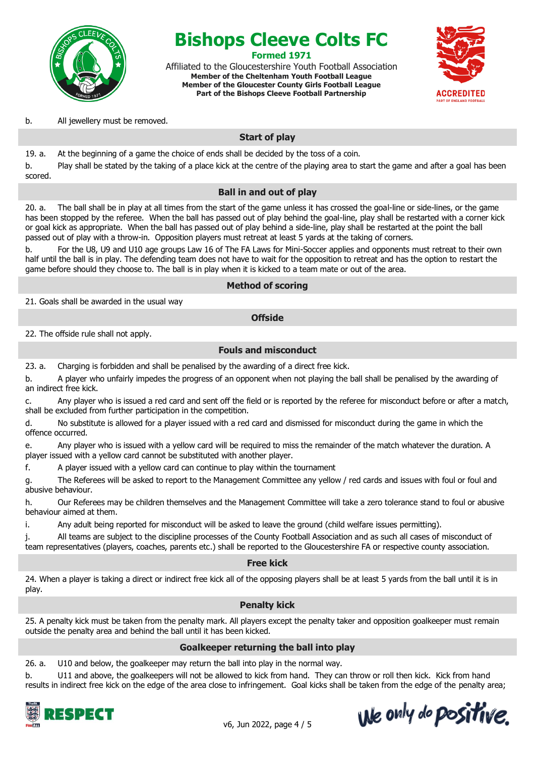b. All jewellery must be removed.

## Start of play

19. a. At the beginning of a game the choice of ends shall be decided by the toss of a coin.

b. Play shall be stated by the taking of a place kick at the centre of the playing area to start the game and after a goal has been scored.

## Ball in and out of play

20. a. The ball shall be in play at all times from the start of the game unless it has crossed the goal-line or side-lines, or the game has been stopped by the referee. When the ball has passed out of play behind the goal-line, play shall be restarted with a corner kick or goal kick as appropriate. When the ball has passed out of play behind a side-line, play shall be restarted at the point the ball passed out of play with a throw-in. Opposition players must retreat at least 5 yards at the taking of corners.

b. For the U8, U9 and U10 age groups Law 16 of The FA Laws for Mini-Soccer applies and opponents must retreat to their own half until the ball is in play. The defending team does not have to wait for the opposition to retreat and has the option to restart the game before should they choose to. The ball is in play when it is kicked to a team mate or out of the area.

## Method of scoring

21. Goals shall be awarded in the usual way

## Offside

22. The offside rule shall not apply.

## Fouls and misconduct

23. a. Charging is forbidden and shall be penalised by the awarding of a direct free kick.

b. A player who unfairly impedes the progress of an opponent when not playing the ball shall be penalised by the awarding of an indirect free kick.

c. Any player who is issued a red card and sent off the field or is reported by the referee for misconduct before or after a match, shall be excluded from further participation in the competition.

d. No substitute is allowed for a player issued with a red card and dismissed for misconduct during the game in which the offence occurred.

e. Any player who is issued with a yellow card will be required to miss the remainder of the match whatever the duration. A player issued with a yellow card cannot be substituted with another player.

f. A player issued with a yellow card can continue to play within the tournament

g. The Referees will be asked to report to the Management Committee any yellow / red cards and issues with foul or foul and abusive behaviour.

h. Our Referees may be children themselves and the Management Committee will take a zero tolerance stand to foul or abusive behaviour aimed at them.

i. Any adult being reported for misconduct will be asked to leave the ground (child welfare issues permitting).

j. All teams are subject to the discipline processes of the County Football Association and as such all cases of misconduct of team representatives (players, coaches, parents etc.) shall be reported to the Gloucestershire FA or respective county association.

## Free kick

24. When a player is taking a direct or indirect free kick all of the opposing players shall be at least 5 yards from the ball until it is in play.

## Penalty kick

25. A penalty kick must be taken from the penalty mark. All players except the penalty taker and opposition goalkeeper must remain outside the penalty area and behind the ball until it has been kicked.

## Goalkeeper returning the ball into play

26. a. U10 and below, the goalkeeper may return the ball into play in the normal way.

b. U11 and above, the goalkeepers will not be allowed to kick from hand. They can throw or roll then kick. Kick from hand results in indirect free kick on the edge of the area close to infringement. Goal kicks shall be taken from the edge of the penalty area;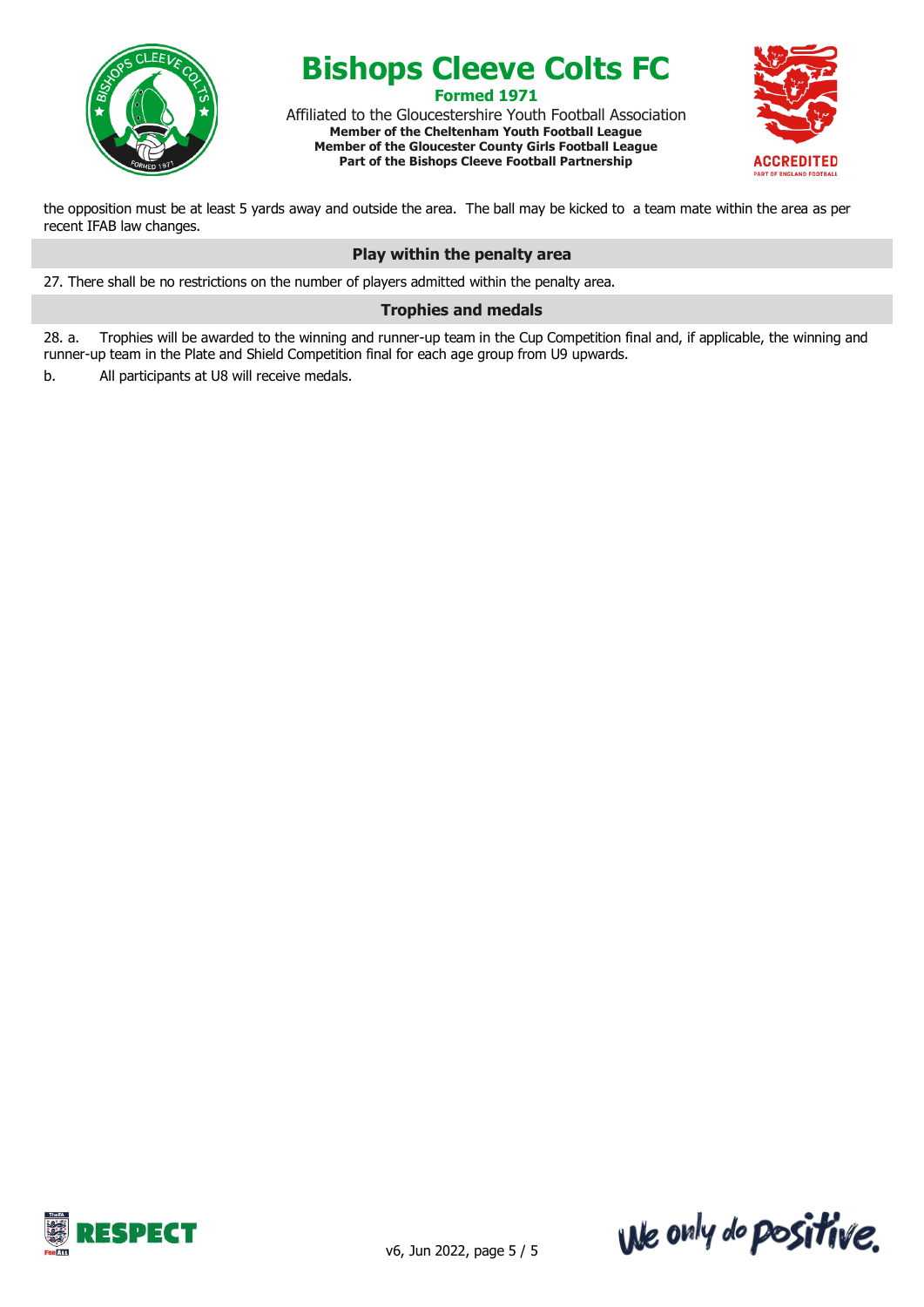the opposition must be at least 5 yards away and outside the area. The ball may be kicked to a team mate within the area as per recent IFAB law changes.

## Play within the penalty area

27. There shall be no restrictions on the number of players admitted within the penalty area.

## Trophies and medals

28. a. Trophies will be awarded to the winning and runner-up team in the Cup Competition final and, if applicable, the winning and runner-up team in the Plate and Shield Competition final for each age group from U9 upwards.

b. All participants at U8 will receive medals.